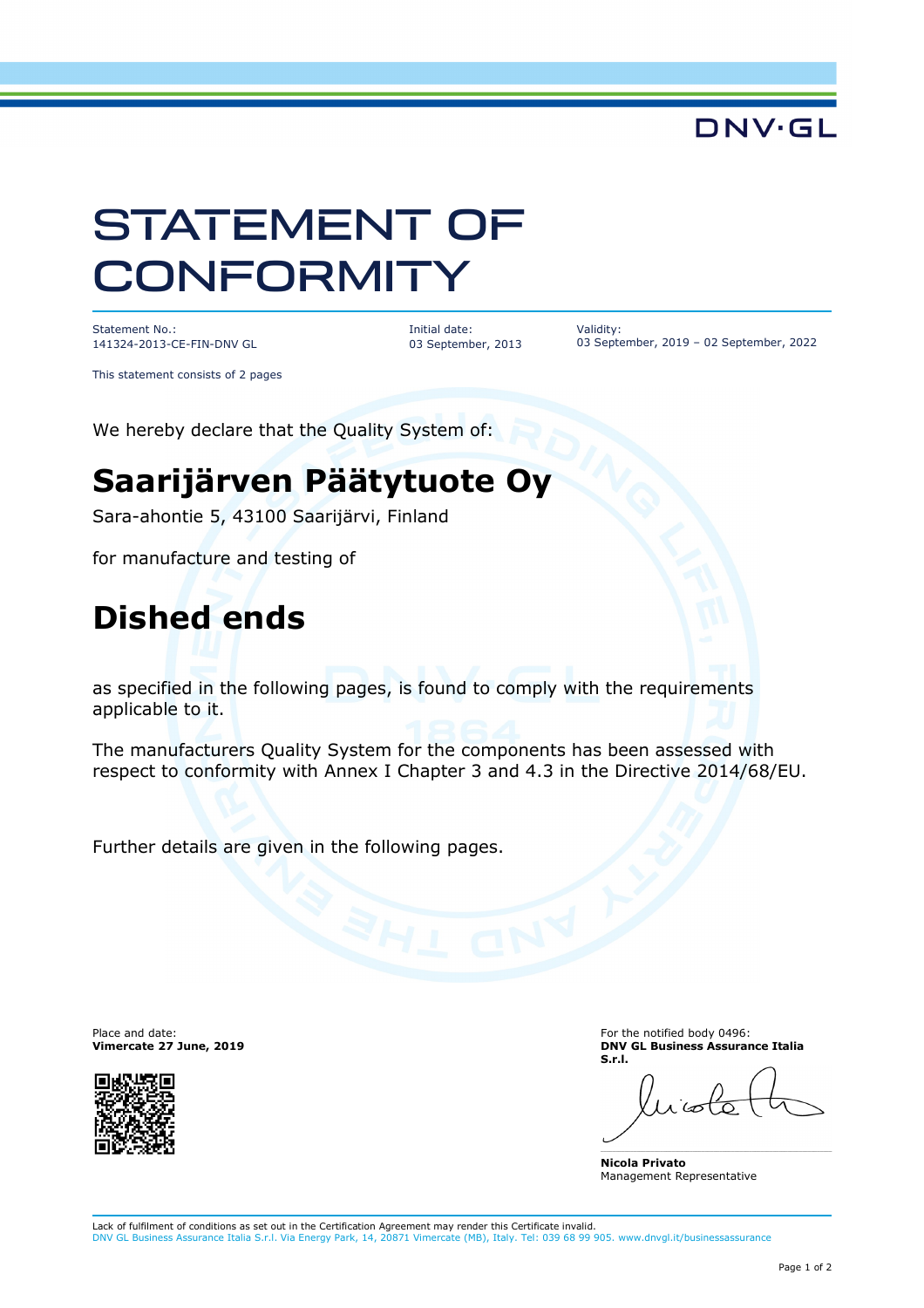DNV·GL

# STATEMENT OF CONFORMITY

| Statement No.: | Initial date: | Validity: |
| --- | --- | --- |
| 141324-2013-CE-FIN-DNV GL | 03 September, 2013 | 03 September, 2019 – 02 September, 2022 |

This statement consists of 2 pages

We hereby declare that the Quality System of:

## Saarijärven Päätytuote Oy

Sara-ahontie 5, 43100 Saarijärvi, Finland

for manufacture and testing of

## Dished ends

as specified in the following pages, is found to comply with the requirements applicable to it.

The manufacturers Quality System for the components has been assessed with respect to conformity with Annex I Chapter 3 and 4.3 in the Directive 2014/68/EU.

Further details are given in the following pages.

Place and date:
**Vimercate 27 June, 2019**

For the notified body 0496:
**DNV GL Business Assurance Italia S.r.l.**

**Nicola Privato**
Management Representative

Lack of fulfilment of conditions as set out in the Certification Agreement may render this Certificate invalid.
DNV GL Business Assurance Italia S.r.l. Via Energy Park, 14, 20871 Vimercate (MB), Italy. Tel: 039 68 99 905. www.dnvgl.it/businessassurance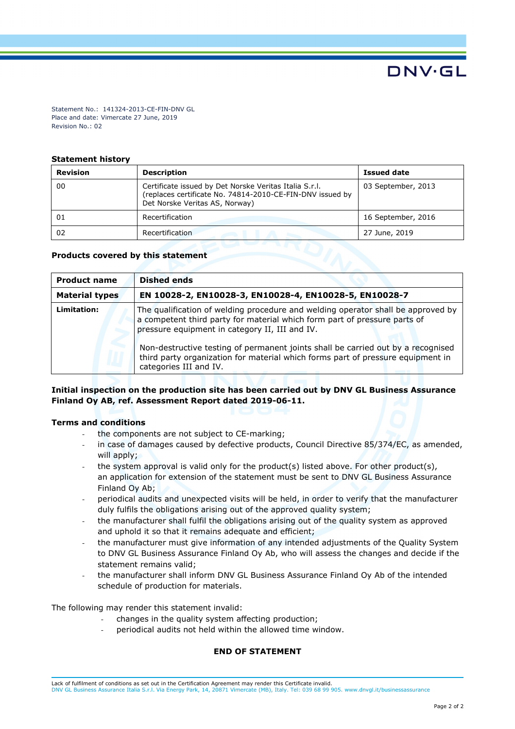Statement No.: 141324-2013-CE-FIN-DNV GL
Place and date: Vimercate 27 June, 2019
Revision No.: 02

### Statement history

| Revision | Description | Issued date |
|---|---|---|
| 00 | Certificate issued by Det Norske Veritas Italia S.r.l. (replaces certificate No. 74814-2010-CE-FIN-DNV issued by Det Norske Veritas AS, Norway) | 03 September, 2013 |
| 01 | Recertification | 16 September, 2016 |
| 02 | Recertification | 27 June, 2019 |

### Products covered by this statement

| **Product name** | **Dished ends** |
|---|---|
| **Material types** | **EN 10028-2, EN10028-3, EN10028-4, EN10028-5, EN10028-7** |
| **Limitation:** | The qualification of welding procedure and welding operator shall be approved by a competent third party for material which form part of pressure parts of pressure equipment in category II, III and IV.<br><br>Non-destructive testing of permanent joints shall be carried out by a recognised third party organization for material which forms part of pressure equipment in categories III and IV. |

**Initial inspection on the production site has been carried out by DNV GL Business Assurance Finland Oy AB, ref. Assessment Report dated 2019-06-11.**

### Terms and conditions

- the components are not subject to CE-marking;
- in case of damages caused by defective products, Council Directive 85/374/EC, as amended, will apply;
- the system approval is valid only for the product(s) listed above. For other product(s), an application for extension of the statement must be sent to DNV GL Business Assurance Finland Oy Ab;
- periodical audits and unexpected visits will be held, in order to verify that the manufacturer duly fulfils the obligations arising out of the approved quality system;
- the manufacturer shall fulfil the obligations arising out of the quality system as approved and uphold it so that it remains adequate and efficient;
- the manufacturer must give information of any intended adjustments of the Quality System to DNV GL Business Assurance Finland Oy Ab, who will assess the changes and decide if the statement remains valid;
- the manufacturer shall inform DNV GL Business Assurance Finland Oy Ab of the intended schedule of production for materials.

The following may render this statement invalid:

- changes in the quality system affecting production;
- periodical audits not held within the allowed time window.

**END OF STATEMENT**

Lack of fulfilment of conditions as set out in the Certification Agreement may render this Certificate invalid.
DNV GL Business Assurance Italia S.r.l. Via Energy Park, 14, 20871 Vimercate (MB), Italy. Tel: 039 68 99 905. www.dnvgl.it/businessassurance